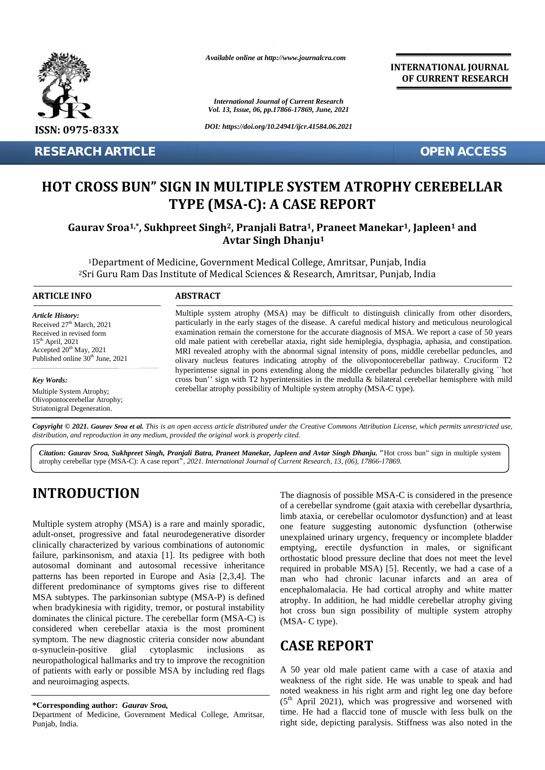Available online at http://www.journalcra.com

International Journal of Current Research
Vol. 13, Issue, 06, pp.17866-17869, June, 2021

DOI: https://doi.org/10.24941/ijcr.41584.06.2021

INTERNATIONAL JOURNAL OF CURRENT RESEARCH

ISSN: 0975-833X

RESEARCH ARTICLE

OPEN ACCESS

# HOT CROSS BUN" SIGN IN MULTIPLE SYSTEM ATROPHY CEREBELLAR TYPE (MSA-C): A CASE REPORT

**Gaurav Sroa[1,*], Sukhpreet Singh[2], Pranjali Batra[1], Praneet Manekar[1], Japleen[1] and Avtar Singh Dhanju[1]**

[1]Department of Medicine, Government Medical College, Amritsar, Punjab, India
[2]Sri Guru Ram Das Institute of Medical Sciences & Research, Amritsar, Punjab, India

### ARTICLE INFO

*Article History:*
Received 27th March, 2021
Received in revised form
15th April, 2021
Accepted 20th May, 2021
Published online 30th June, 2021

*Key Words:*
Multiple System Atrophy;
Olivopontocerebellar Atrophy;
Striatonigral Degeneration.

### ABSTRACT

Multiple system atrophy (MSA) may be difficult to distinguish clinically from other disorders, particularly in the early stages of the disease. A careful medical history and meticulous neurological examination remain the cornerstone for the accurate diagnosis of MSA. We report a case of 50 years old male patient with cerebellar ataxia, right side hemiplegia, dysphagia, aphasia, and constipation. MRI revealed atrophy with the abnormal signal intensity of pons, middle cerebellar peduncles, and olivary nucleus features indicating atrophy of the olivopontocerebellar pathway. Cruciform T2 hyperintense signal in pons extending along the middle cerebellar peduncles bilaterally giving ``hot cross bun'' sign with T2 hyperintensities in the medulla & bilateral cerebellar hemisphere with mild cerebellar atrophy possibility of Multiple system atrophy (MSA-C type).

***Copyright © 2021. Gaurav Sroa et al.*** *This is an open access article distributed under the Creative Commons Attribution License, which permits unrestricted use, distribution, and reproduction in any medium, provided the original work is properly cited.*

***Citation: Gaurav Sroa, Sukhpreet Singh, Pranjali Batra, Praneet Manekar, Japleen and Avtar Singh Dhanju.*** "Hot cross bun" sign in multiple system atrophy cerebellar type (MSA-C): A case report*", 2021. International Journal of Current Research, 13, (06), 17866-17869.*

## INTRODUCTION

Multiple system atrophy (MSA) is a rare and mainly sporadic, adult-onset, progressive and fatal neurodegenerative disorder clinically characterized by various combinations of autonomic failure, parkinsonism, and ataxia [1]. Its pedigree with both autosomal dominant and autosomal recessive inheritance patterns has been reported in Europe and Asia [2,3,4]. The different predominance of symptoms gives rise to different MSA subtypes. The parkinsonian subtype (MSA-P) is defined when bradykinesia with rigidity, tremor, or postural instability dominates the clinical picture. The cerebellar form (MSA-C) is considered when cerebellar ataxia is the most prominent symptom. The new diagnostic criteria consider now abundant α-synuclein-positive glial cytoplasmic inclusions as neuropathological hallmarks and try to improve the recognition of patients with early or possible MSA by including red flags and neuroimaging aspects.

The diagnosis of possible MSA-C is considered in the presence of a cerebellar syndrome (gait ataxia with cerebellar dysarthria, limb ataxia, or cerebellar oculomotor dysfunction) and at least one feature suggesting autonomic dysfunction (otherwise unexplained urinary urgency, frequency or incomplete bladder emptying, erectile dysfunction in males, or significant orthostatic blood pressure decline that does not meet the level required in probable MSA) [5]. Recently, we had a case of a man who had chronic lacunar infarcts and an area of encephalomalacia. He had cortical atrophy and white matter atrophy. In addition, he had middle cerebellar atrophy giving hot cross bun sign possibility of multiple system atrophy (MSA- C type).

## CASE REPORT

A 50 year old male patient came with a case of ataxia and weakness of the right side. He was unable to speak and had noted weakness in his right arm and right leg one day before (5th April 2021), which was progressive and worsened with time. He had a flaccid tone of muscle with less bulk on the right side, depicting paralysis. Stiffness was also noted in the

**\*Corresponding author:** ***Gaurav Sroa,***
Department of Medicine, Government Medical College, Amritsar, Punjab, India.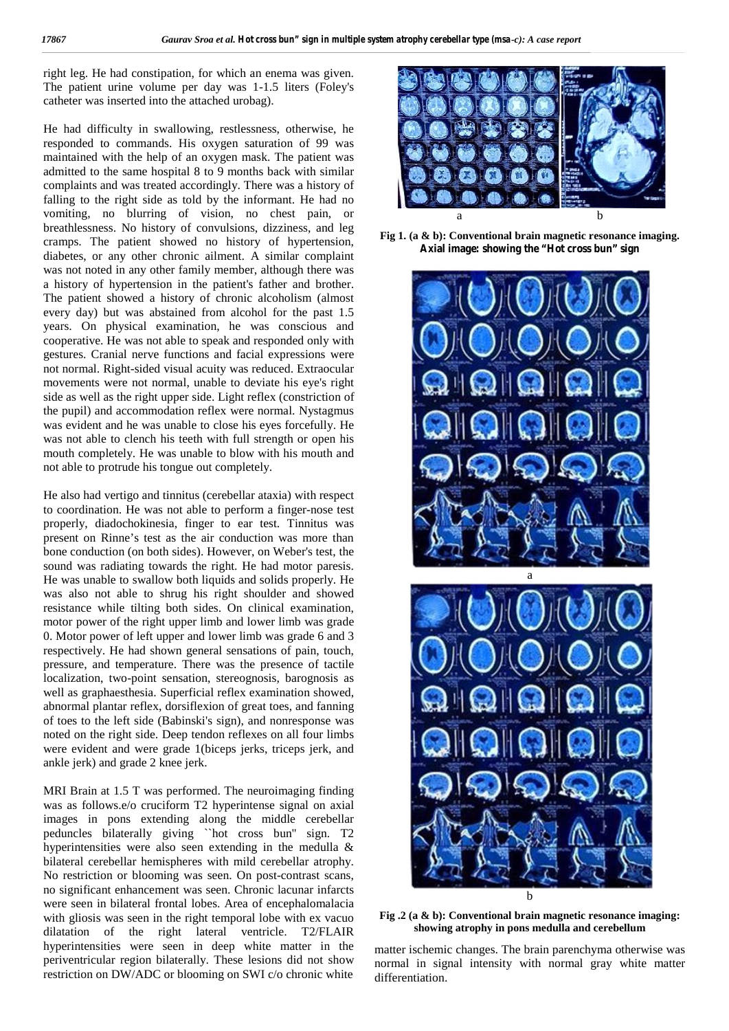right leg. He had constipation, for which an enema was given. The patient urine volume per day was 1-1.5 liters (Foley's catheter was inserted into the attached urobag).

He had difficulty in swallowing, restlessness, otherwise, he responded to commands. His oxygen saturation of 99 was maintained with the help of an oxygen mask. The patient was admitted to the same hospital 8 to 9 months back with similar complaints and was treated accordingly. There was a history of falling to the right side as told by the informant. He had no vomiting, no blurring of vision, no chest pain, or breathlessness. No history of convulsions, dizziness, and leg cramps. The patient showed no history of hypertension, diabetes, or any other chronic ailment. A similar complaint was not noted in any other family member, although there was a history of hypertension in the patient's father and brother. The patient showed a history of chronic alcoholism (almost every day) but was abstained from alcohol for the past 1.5 years. On physical examination, he was conscious and cooperative. He was not able to speak and responded only with gestures. Cranial nerve functions and facial expressions were not normal. Right-sided visual acuity was reduced. Extraocular movements were not normal, unable to deviate his eye's right side as well as the right upper side. Light reflex (constriction of the pupil) and accommodation reflex were normal. Nystagmus was evident and he was unable to close his eyes forcefully. He was not able to clench his teeth with full strength or open his mouth completely. He was unable to blow with his mouth and not able to protrude his tongue out completely.

He also had vertigo and tinnitus (cerebellar ataxia) with respect to coordination. He was not able to perform a finger-nose test properly, diadochokinesia, finger to ear test. Tinnitus was present on Rinne's test as the air conduction was more than bone conduction (on both sides). However, on Weber's test, the sound was radiating towards the right. He had motor paresis. He was unable to swallow both liquids and solids properly. He was also not able to shrug his right shoulder and showed resistance while tilting both sides. On clinical examination, motor power of the right upper limb and lower limb was grade 0. Motor power of left upper and lower limb was grade 6 and 3 respectively. He had shown general sensations of pain, touch, pressure, and temperature. There was the presence of tactile localization, two-point sensation, stereognosis, barognosis as well as graphaesthesia. Superficial reflex examination showed, abnormal plantar reflex, dorsiflexion of great toes, and fanning of toes to the left side (Babinski's sign), and nonresponse was noted on the right side. Deep tendon reflexes on all four limbs were evident and were grade 1(biceps jerks, triceps jerk, and ankle jerk) and grade 2 knee jerk.

MRI Brain at 1.5 T was performed. The neuroimaging finding was as follows.e/o cruciform T2 hyperintense signal on axial images in pons extending along the middle cerebellar peduncles bilaterally giving ``hot cross bun'' sign. T2 hyperintensities were also seen extending in the medulla & bilateral cerebellar hemispheres with mild cerebellar atrophy. No restriction or blooming was seen. On post-contrast scans, no significant enhancement was seen. Chronic lacunar infarcts were seen in bilateral frontal lobes. Area of encephalomalacia with gliosis was seen in the right temporal lobe with ex vacuo dilatation of the right lateral ventricle. T2/FLAIR hyperintensities were seen in deep white matter in the periventricular region bilaterally. These lesions did not show restriction on DW/ADC or blooming on SWI c/o chronic white matter ischemic changes. The brain parenchyma otherwise was normal in signal intensity with normal gray white matter differentiation.

**Fig 1. (a & b): Conventional brain magnetic resonance imaging. Axial image: showing the "Hot cross bun" sign**

**Fig .2 (a & b): Conventional brain magnetic resonance imaging: showing atrophy in pons medulla and cerebellum**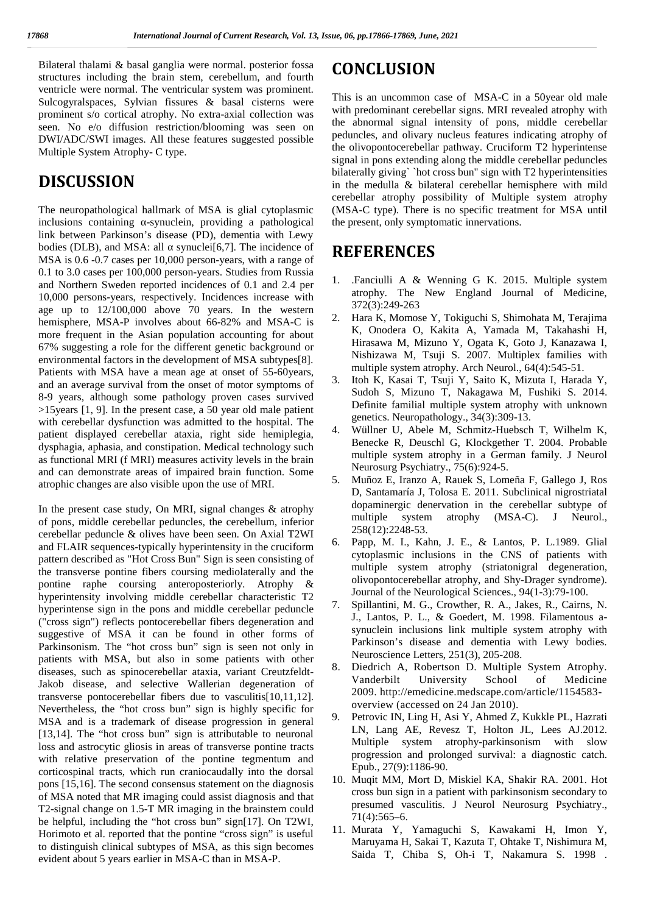Bilateral thalami & basal ganglia were normal. posterior fossa structures including the brain stem, cerebellum, and fourth ventricle were normal. The ventricular system was prominent. Sulcogyralspaces, Sylvian fissures & basal cisterns were prominent s/o cortical atrophy. No extra-axial collection was seen. No e/o diffusion restriction/blooming was seen on DWI/ADC/SWI images. All these features suggested possible Multiple System Atrophy- C type.

# DISCUSSION

The neuropathological hallmark of MSA is glial cytoplasmic inclusions containing α-synuclein, providing a pathological link between Parkinson's disease (PD), dementia with Lewy bodies (DLB), and MSA: all α synuclei[6,7]. The incidence of MSA is 0.6 -0.7 cases per 10,000 person-years, with a range of 0.1 to 3.0 cases per 100,000 person-years. Studies from Russia and Northern Sweden reported incidences of 0.1 and 2.4 per 10,000 persons-years, respectively. Incidences increase with age up to 12/100,000 above 70 years. In the western hemisphere, MSA-P involves about 66-82% and MSA-C is more frequent in the Asian population accounting for about 67% suggesting a role for the different genetic background or environmental factors in the development of MSA subtypes[8]. Patients with MSA have a mean age at onset of 55-60years, and an average survival from the onset of motor symptoms of 8-9 years, although some pathology proven cases survived >15years [1, 9]. In the present case, a 50 year old male patient with cerebellar dysfunction was admitted to the hospital. The patient displayed cerebellar ataxia, right side hemiplegia, dysphagia, aphasia, and constipation. Medical technology such as functional MRI (f MRI) measures activity levels in the brain and can demonstrate areas of impaired brain function. Some atrophic changes are also visible upon the use of MRI.

In the present case study, On MRI, signal changes & atrophy of pons, middle cerebellar peduncles, the cerebellum, inferior cerebellar peduncle & olives have been seen. On Axial T2WI and FLAIR sequences-typically hyperintensity in the cruciform pattern described as "Hot Cross Bun" Sign is seen consisting of the transverse pontine fibers coursing mediolaterally and the pontine raphe coursing anteroposteriorly. Atrophy & hyperintensity involving middle cerebellar characteristic T2 hyperintense sign in the pons and middle cerebellar peduncle ("cross sign") reflects pontocerebellar fibers degeneration and suggestive of MSA it can be found in other forms of Parkinsonism. The "hot cross bun" sign is seen not only in patients with MSA, but also in some patients with other diseases, such as spinocerebellar ataxia, variant Creutzfeldt-Jakob disease, and selective Wallerian degeneration of transverse pontocerebellar fibers due to vasculitis[10,11,12]. Nevertheless, the "hot cross bun" sign is highly specific for MSA and is a trademark of disease progression in general [13,14]. The "hot cross bun" sign is attributable to neuronal loss and astrocytic gliosis in areas of transverse pontine tracts with relative preservation of the pontine tegmentum and corticospinal tracts, which run craniocaudally into the dorsal pons [15,16]. The second consensus statement on the diagnosis of MSA noted that MR imaging could assist diagnosis and that T2-signal change on 1.5-T MR imaging in the brainstem could be helpful, including the "hot cross bun" sign[17]. On T2WI, Horimoto et al. reported that the pontine "cross sign" is useful to distinguish clinical subtypes of MSA, as this sign becomes evident about 5 years earlier in MSA-C than in MSA-P.

# CONCLUSION

This is an uncommon case of MSA-C in a 50year old male with predominant cerebellar signs. MRI revealed atrophy with the abnormal signal intensity of pons, middle cerebellar peduncles, and olivary nucleus features indicating atrophy of the olivopontocerebellar pathway. Cruciform T2 hyperintense signal in pons extending along the middle cerebellar peduncles bilaterally giving` `hot cross bun'' sign with T2 hyperintensities in the medulla & bilateral cerebellar hemisphere with mild cerebellar atrophy possibility of Multiple system atrophy (MSA-C type). There is no specific treatment for MSA until the present, only symptomatic innervations.

# REFERENCES

1. .Fanciulli A & Wenning G K. 2015. Multiple system atrophy. The New England Journal of Medicine, 372(3):249-263
2. Hara K, Momose Y, Tokiguchi S, Shimohata M, Terajima K, Onodera O, Kakita A, Yamada M, Takahashi H, Hirasawa M, Mizuno Y, Ogata K, Goto J, Kanazawa I, Nishizawa M, Tsuji S. 2007. Multiplex families with multiple system atrophy. Arch Neurol., 64(4):545-51.
3. Itoh K, Kasai T, Tsuji Y, Saito K, Mizuta I, Harada Y, Sudoh S, Mizuno T, Nakagawa M, Fushiki S. 2014. Definite familial multiple system atrophy with unknown genetics. Neuropathology., 34(3):309-13.
4. Wüllner U, Abele M, Schmitz-Huebsch T, Wilhelm K, Benecke R, Deuschl G, Klockgether T. 2004. Probable multiple system atrophy in a German family. J Neurol Neurosurg Psychiatry., 75(6):924-5.
5. Muñoz E, Iranzo A, Rauek S, Lomeña F, Gallego J, Ros D, Santamaría J, Tolosa E. 2011. Subclinical nigrostriatal dopaminergic denervation in the cerebellar subtype of multiple system atrophy (MSA-C). J Neurol., 258(12):2248-53.
6. Papp, M. I., Kahn, J. E., & Lantos, P. L.1989. Glial cytoplasmic inclusions in the CNS of patients with multiple system atrophy (striatonigral degeneration, olivopontocerebellar atrophy, and Shy-Drager syndrome). Journal of the Neurological Sciences., 94(1-3):79-100.
7. Spillantini, M. G., Crowther, R. A., Jakes, R., Cairns, N. J., Lantos, P. L., & Goedert, M. 1998. Filamentous a-synuclein inclusions link multiple system atrophy with Parkinson's disease and dementia with Lewy bodies. Neuroscience Letters, 251(3), 205-208.
8. Diedrich A, Robertson D. Multiple System Atrophy. Vanderbilt University School of Medicine 2009. http://emedicine.medscape.com/article/1154583-overview (accessed on 24 Jan 2010).
9. Petrovic IN, Ling H, Asi Y, Ahmed Z, Kukkle PL, Hazrati LN, Lang AE, Revesz T, Holton JL, Lees AJ.2012. Multiple system atrophy-parkinsonism with slow progression and prolonged survival: a diagnostic catch. Epub., 27(9):1186-90.
10. Muqit MM, Mort D, Miskiel KA, Shakir RA. 2001. Hot cross bun sign in a patient with parkinsonism secondary to presumed vasculitis. J Neurol Neurosurg Psychiatry., 71(4):565–6.
11. Murata Y, Yamaguchi S, Kawakami H, Imon Y, Maruyama H, Sakai T, Kazuta T, Ohtake T, Nishimura M, Saida T, Chiba S, Oh-i T, Nakamura S. 1998 .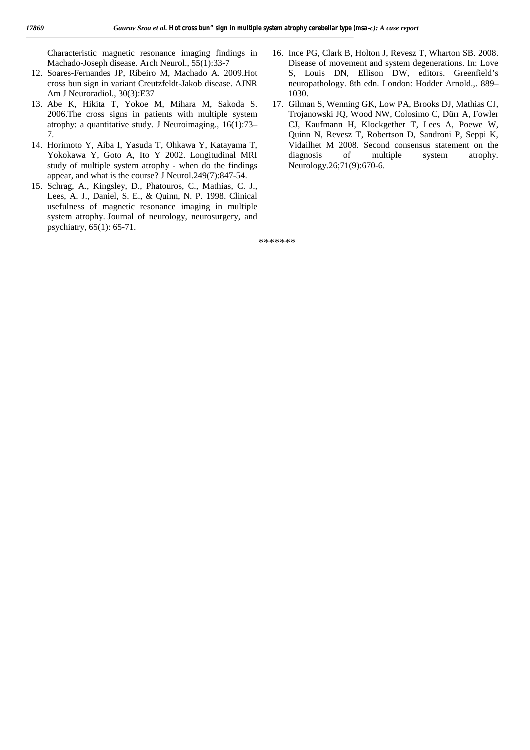Characteristic magnetic resonance imaging findings in Machado-Joseph disease. Arch Neurol., 55(1):33-7

12. Soares-Fernandes JP, Ribeiro M, Machado A. 2009.Hot cross bun sign in variant Creutzfeldt-Jakob disease. AJNR Am J Neuroradiol., 30(3):E37
13. Abe K, Hikita T, Yokoe M, Mihara M, Sakoda S. 2006.The cross signs in patients with multiple system atrophy: a quantitative study. J Neuroimaging., 16(1):73–7.
14. Horimoto Y, Aiba I, Yasuda T, Ohkawa Y, Katayama T, Yokokawa Y, Goto A, Ito Y 2002. Longitudinal MRI study of multiple system atrophy - when do the findings appear, and what is the course? J Neurol.249(7):847-54.
15. Schrag, A., Kingsley, D., Phatouros, C., Mathias, C. J., Lees, A. J., Daniel, S. E., & Quinn, N. P. 1998. Clinical usefulness of magnetic resonance imaging in multiple system atrophy. Journal of neurology, neurosurgery, and psychiatry, 65(1): 65-71.
16. Ince PG, Clark B, Holton J, Revesz T, Wharton SB. 2008. Disease of movement and system degenerations. In: Love S, Louis DN, Ellison DW, editors. Greenfield's neuropathology. 8th edn. London: Hodder Arnold.,. 889–1030.
17. Gilman S, Wenning GK, Low PA, Brooks DJ, Mathias CJ, Trojanowski JQ, Wood NW, Colosimo C, Dürr A, Fowler CJ, Kaufmann H, Klockgether T, Lees A, Poewe W, Quinn N, Revesz T, Robertson D, Sandroni P, Seppi K, Vidailhet M 2008. Second consensus statement on the diagnosis of multiple system atrophy. Neurology.26;71(9):670-6.

*******